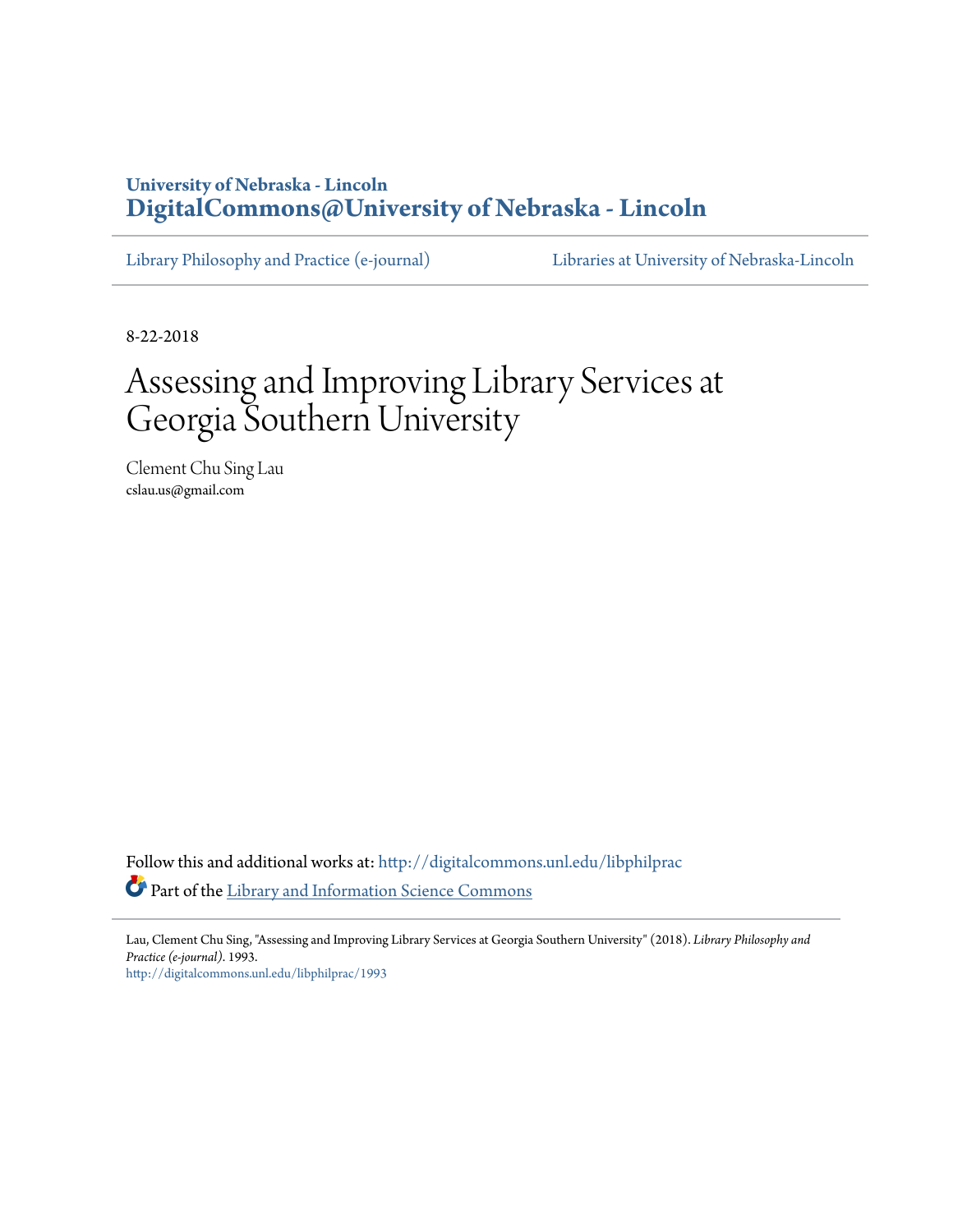**University of Nebraska - Lincoln**
**DigitalCommons@University of Nebraska - Lincoln**

Library Philosophy and Practice (e-journal) | Libraries at University of Nebraska-Lincoln

8-22-2018

# Assessing and Improving Library Services at Georgia Southern University

Clement Chu Sing Lau
cslau.us@gmail.com

Follow this and additional works at: http://digitalcommons.unl.edu/libphilprac

Part of the Library and Information Science Commons

Lau, Clement Chu Sing, "Assessing and Improving Library Services at Georgia Southern University" (2018). *Library Philosophy and Practice (e-journal)*. 1993.
http://digitalcommons.unl.edu/libphilprac/1993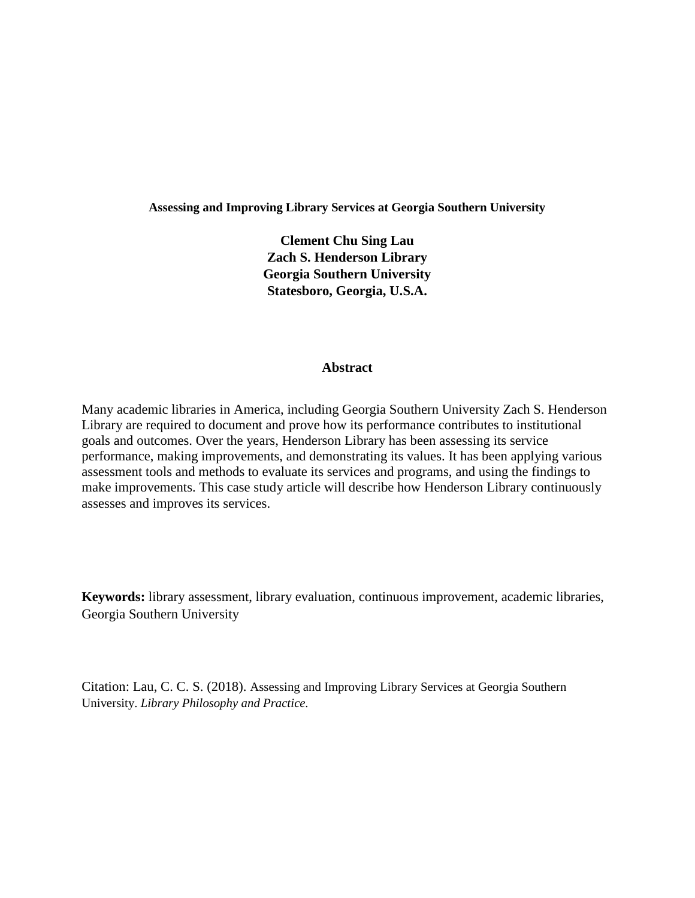**Assessing and Improving Library Services at Georgia Southern University**

**Clement Chu Sing Lau**
**Zach S. Henderson Library**
**Georgia Southern University**
**Statesboro, Georgia, U.S.A.**

## Abstract

Many academic libraries in America, including Georgia Southern University Zach S. Henderson Library are required to document and prove how its performance contributes to institutional goals and outcomes. Over the years, Henderson Library has been assessing its service performance, making improvements, and demonstrating its values. It has been applying various assessment tools and methods to evaluate its services and programs, and using the findings to make improvements. This case study article will describe how Henderson Library continuously assesses and improves its services.

**Keywords:** library assessment, library evaluation, continuous improvement, academic libraries, Georgia Southern University

Citation: Lau, C. C. S. (2018). Assessing and Improving Library Services at Georgia Southern University. *Library Philosophy and Practice.*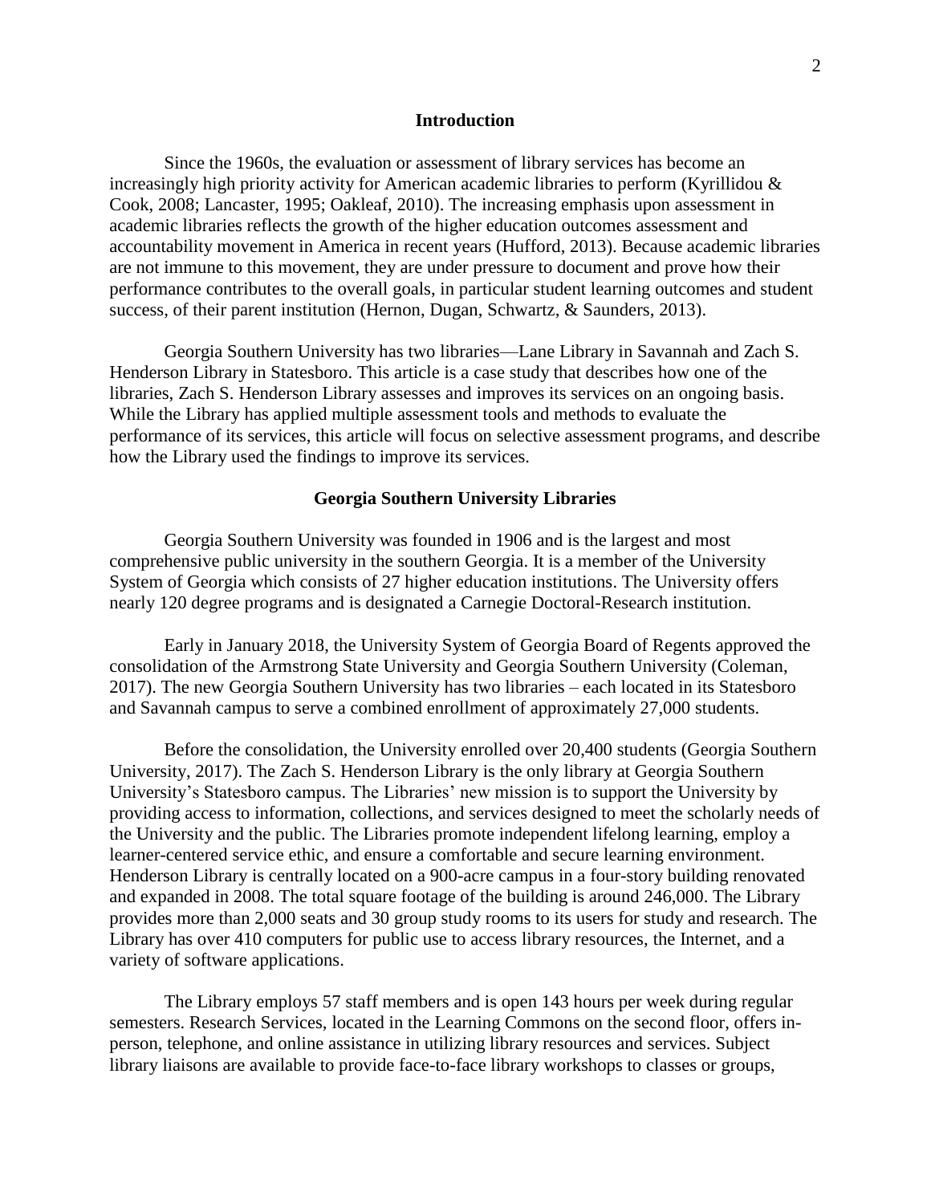## Introduction

Since the 1960s, the evaluation or assessment of library services has become an increasingly high priority activity for American academic libraries to perform (Kyrillidou & Cook, 2008; Lancaster, 1995; Oakleaf, 2010). The increasing emphasis upon assessment in academic libraries reflects the growth of the higher education outcomes assessment and accountability movement in America in recent years (Hufford, 2013). Because academic libraries are not immune to this movement, they are under pressure to document and prove how their performance contributes to the overall goals, in particular student learning outcomes and student success, of their parent institution (Hernon, Dugan, Schwartz, & Saunders, 2013).

Georgia Southern University has two libraries—Lane Library in Savannah and Zach S. Henderson Library in Statesboro. This article is a case study that describes how one of the libraries, Zach S. Henderson Library assesses and improves its services on an ongoing basis. While the Library has applied multiple assessment tools and methods to evaluate the performance of its services, this article will focus on selective assessment programs, and describe how the Library used the findings to improve its services.

## Georgia Southern University Libraries

Georgia Southern University was founded in 1906 and is the largest and most comprehensive public university in the southern Georgia. It is a member of the University System of Georgia which consists of 27 higher education institutions. The University offers nearly 120 degree programs and is designated a Carnegie Doctoral-Research institution.

Early in January 2018, the University System of Georgia Board of Regents approved the consolidation of the Armstrong State University and Georgia Southern University (Coleman, 2017). The new Georgia Southern University has two libraries – each located in its Statesboro and Savannah campus to serve a combined enrollment of approximately 27,000 students.

Before the consolidation, the University enrolled over 20,400 students (Georgia Southern University, 2017). The Zach S. Henderson Library is the only library at Georgia Southern University's Statesboro campus. The Libraries' new mission is to support the University by providing access to information, collections, and services designed to meet the scholarly needs of the University and the public. The Libraries promote independent lifelong learning, employ a learner-centered service ethic, and ensure a comfortable and secure learning environment. Henderson Library is centrally located on a 900-acre campus in a four-story building renovated and expanded in 2008. The total square footage of the building is around 246,000. The Library provides more than 2,000 seats and 30 group study rooms to its users for study and research. The Library has over 410 computers for public use to access library resources, the Internet, and a variety of software applications.

The Library employs 57 staff members and is open 143 hours per week during regular semesters. Research Services, located in the Learning Commons on the second floor, offers in-person, telephone, and online assistance in utilizing library resources and services. Subject library liaisons are available to provide face-to-face library workshops to classes or groups,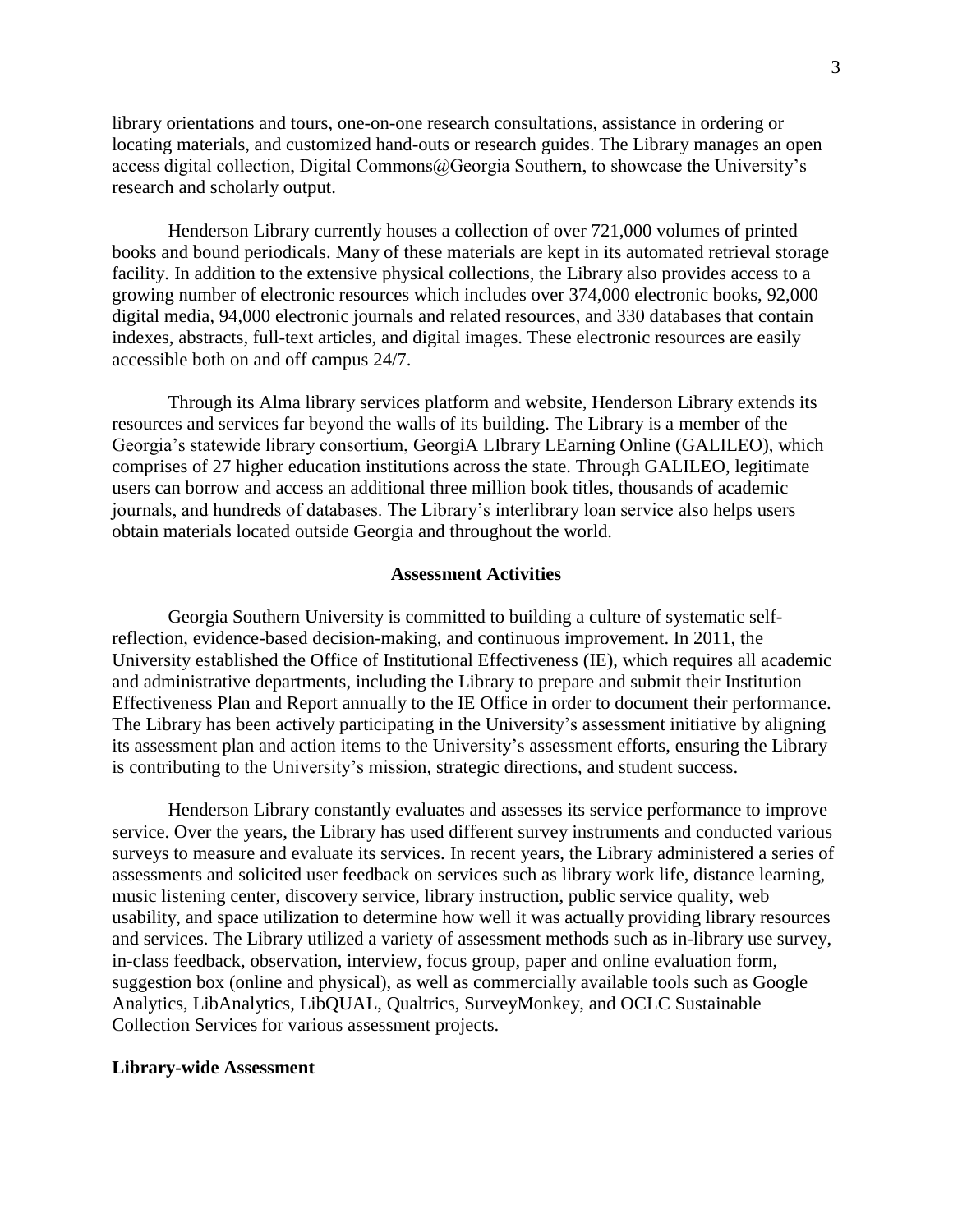library orientations and tours, one-on-one research consultations, assistance in ordering or locating materials, and customized hand-outs or research guides. The Library manages an open access digital collection, Digital Commons@Georgia Southern, to showcase the University's research and scholarly output.

Henderson Library currently houses a collection of over 721,000 volumes of printed books and bound periodicals. Many of these materials are kept in its automated retrieval storage facility. In addition to the extensive physical collections, the Library also provides access to a growing number of electronic resources which includes over 374,000 electronic books, 92,000 digital media, 94,000 electronic journals and related resources, and 330 databases that contain indexes, abstracts, full-text articles, and digital images. These electronic resources are easily accessible both on and off campus 24/7.

Through its Alma library services platform and website, Henderson Library extends its resources and services far beyond the walls of its building. The Library is a member of the Georgia's statewide library consortium, GeorgiA LIbrary LEarning Online (GALILEO), which comprises of 27 higher education institutions across the state. Through GALILEO, legitimate users can borrow and access an additional three million book titles, thousands of academic journals, and hundreds of databases. The Library's interlibrary loan service also helps users obtain materials located outside Georgia and throughout the world.

## Assessment Activities

Georgia Southern University is committed to building a culture of systematic self-reflection, evidence-based decision-making, and continuous improvement. In 2011, the University established the Office of Institutional Effectiveness (IE), which requires all academic and administrative departments, including the Library to prepare and submit their Institution Effectiveness Plan and Report annually to the IE Office in order to document their performance. The Library has been actively participating in the University's assessment initiative by aligning its assessment plan and action items to the University's assessment efforts, ensuring the Library is contributing to the University's mission, strategic directions, and student success.

Henderson Library constantly evaluates and assesses its service performance to improve service. Over the years, the Library has used different survey instruments and conducted various surveys to measure and evaluate its services. In recent years, the Library administered a series of assessments and solicited user feedback on services such as library work life, distance learning, music listening center, discovery service, library instruction, public service quality, web usability, and space utilization to determine how well it was actually providing library resources and services. The Library utilized a variety of assessment methods such as in-library use survey, in-class feedback, observation, interview, focus group, paper and online evaluation form, suggestion box (online and physical), as well as commercially available tools such as Google Analytics, LibAnalytics, LibQUAL, Qualtrics, SurveyMonkey, and OCLC Sustainable Collection Services for various assessment projects.

### Library-wide Assessment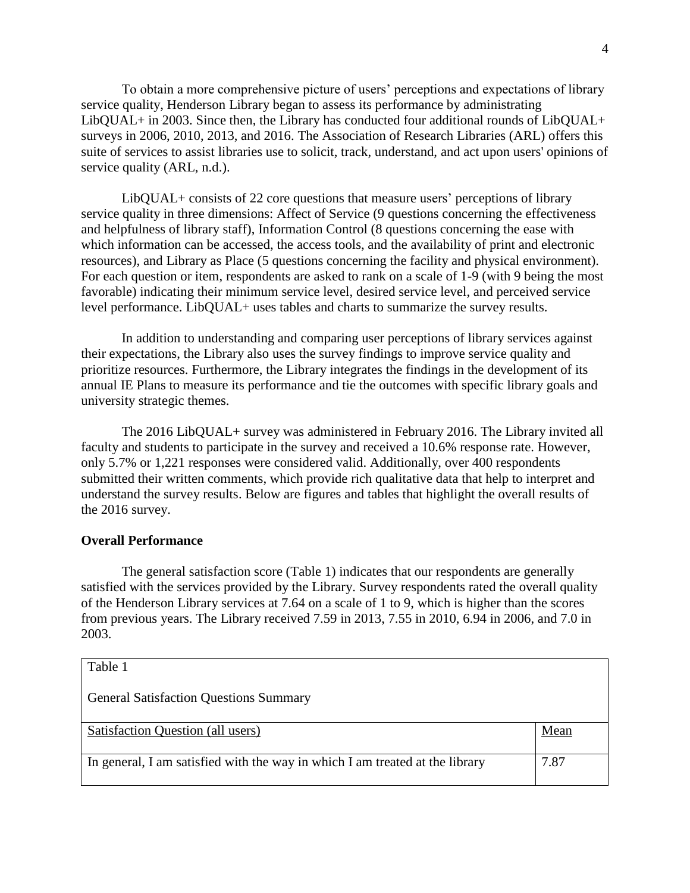To obtain a more comprehensive picture of users' perceptions and expectations of library service quality, Henderson Library began to assess its performance by administrating LibQUAL+ in 2003. Since then, the Library has conducted four additional rounds of LibQUAL+ surveys in 2006, 2010, 2013, and 2016. The Association of Research Libraries (ARL) offers this suite of services to assist libraries use to solicit, track, understand, and act upon users' opinions of service quality (ARL, n.d.).

LibQUAL+ consists of 22 core questions that measure users' perceptions of library service quality in three dimensions: Affect of Service (9 questions concerning the effectiveness and helpfulness of library staff), Information Control (8 questions concerning the ease with which information can be accessed, the access tools, and the availability of print and electronic resources), and Library as Place (5 questions concerning the facility and physical environment). For each question or item, respondents are asked to rank on a scale of 1-9 (with 9 being the most favorable) indicating their minimum service level, desired service level, and perceived service level performance. LibQUAL+ uses tables and charts to summarize the survey results.

In addition to understanding and comparing user perceptions of library services against their expectations, the Library also uses the survey findings to improve service quality and prioritize resources. Furthermore, the Library integrates the findings in the development of its annual IE Plans to measure its performance and tie the outcomes with specific library goals and university strategic themes.

The 2016 LibQUAL+ survey was administered in February 2016. The Library invited all faculty and students to participate in the survey and received a 10.6% response rate. However, only 5.7% or 1,221 responses were considered valid. Additionally, over 400 respondents submitted their written comments, which provide rich qualitative data that help to interpret and understand the survey results. Below are figures and tables that highlight the overall results of the 2016 survey.

**Overall Performance**

The general satisfaction score (Table 1) indicates that our respondents are generally satisfied with the services provided by the Library. Survey respondents rated the overall quality of the Henderson Library services at 7.64 on a scale of 1 to 9, which is higher than the scores from previous years. The Library received 7.59 in 2013, 7.55 in 2010, 6.94 in 2006, and 7.0 in 2003.

Table 1

General Satisfaction Questions Summary

| Satisfaction Question (all users) | Mean |
| --- | --- |
| In general, I am satisfied with the way in which I am treated at the library | 7.87 |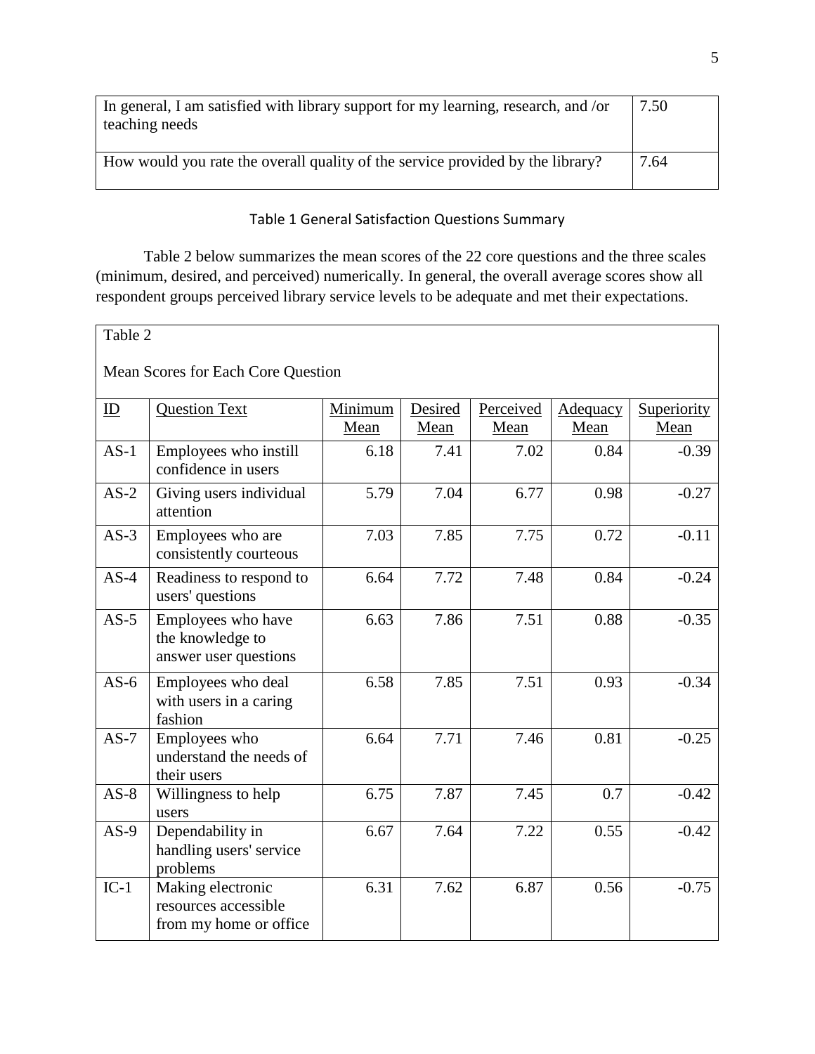| In general, I am satisfied with library support for my learning, research, and /or teaching needs | 7.50 |
|---|---|
| How would you rate the overall quality of the service provided by the library? | 7.64 |

Table 1 General Satisfaction Questions Summary

Table 2 below summarizes the mean scores of the 22 core questions and the three scales (minimum, desired, and perceived) numerically. In general, the overall average scores show all respondent groups perceived library service levels to be adequate and met their expectations.

Table 2

Mean Scores for Each Core Question

| ID | Question Text | Minimum Mean | Desired Mean | Perceived Mean | Adequacy Mean | Superiority Mean |
|---|---|---|---|---|---|---|
| AS-1 | Employees who instill confidence in users | 6.18 | 7.41 | 7.02 | 0.84 | -0.39 |
| AS-2 | Giving users individual attention | 5.79 | 7.04 | 6.77 | 0.98 | -0.27 |
| AS-3 | Employees who are consistently courteous | 7.03 | 7.85 | 7.75 | 0.72 | -0.11 |
| AS-4 | Readiness to respond to users' questions | 6.64 | 7.72 | 7.48 | 0.84 | -0.24 |
| AS-5 | Employees who have the knowledge to answer user questions | 6.63 | 7.86 | 7.51 | 0.88 | -0.35 |
| AS-6 | Employees who deal with users in a caring fashion | 6.58 | 7.85 | 7.51 | 0.93 | -0.34 |
| AS-7 | Employees who understand the needs of their users | 6.64 | 7.71 | 7.46 | 0.81 | -0.25 |
| AS-8 | Willingness to help users | 6.75 | 7.87 | 7.45 | 0.7 | -0.42 |
| AS-9 | Dependability in handling users' service problems | 6.67 | 7.64 | 7.22 | 0.55 | -0.42 |
| IC-1 | Making electronic resources accessible from my home or office | 6.31 | 7.62 | 6.87 | 0.56 | -0.75 |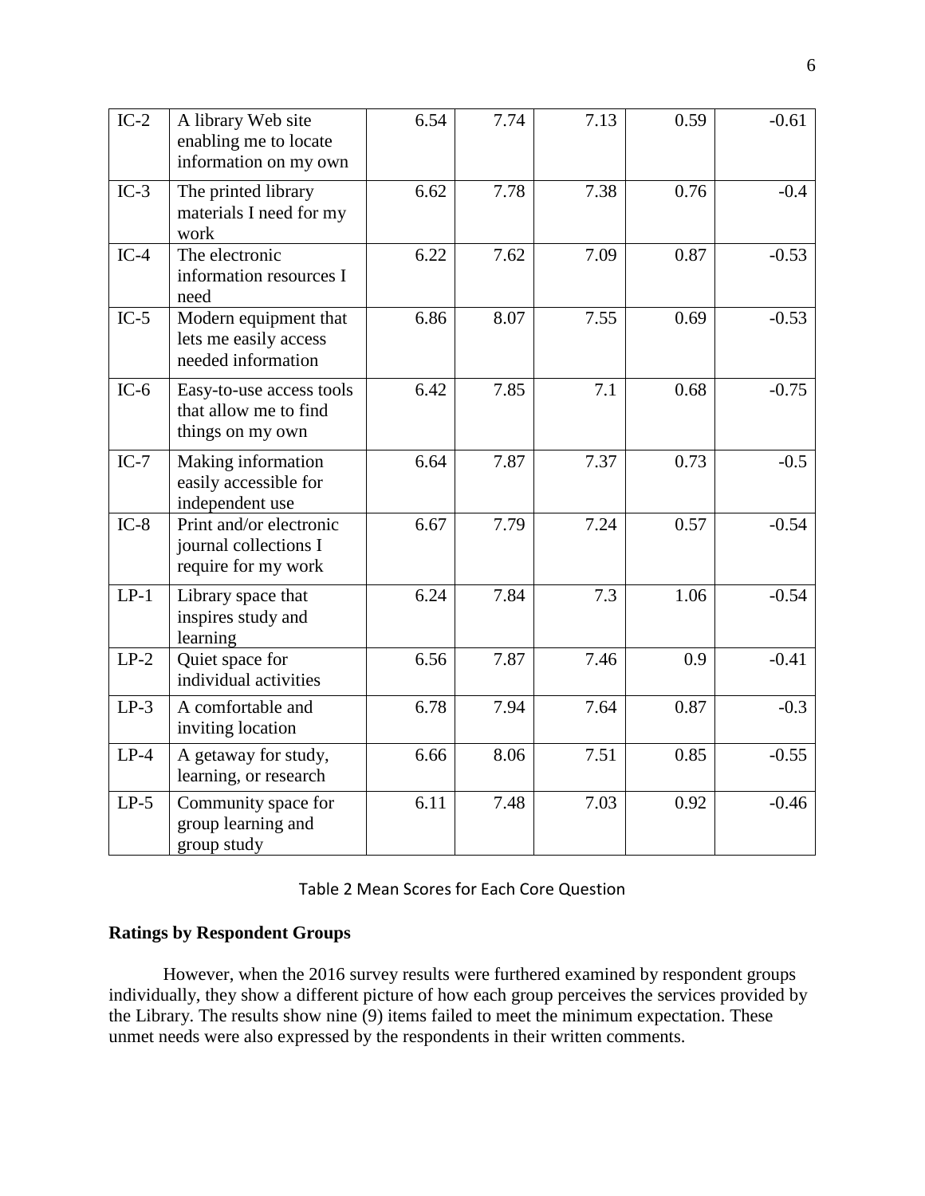| | | | | | | |
|---|---|---|---|---|---|---|
| IC-2 | A library Web site enabling me to locate information on my own | 6.54 | 7.74 | 7.13 | 0.59 | -0.61 |
| IC-3 | The printed library materials I need for my work | 6.62 | 7.78 | 7.38 | 0.76 | -0.4 |
| IC-4 | The electronic information resources I need | 6.22 | 7.62 | 7.09 | 0.87 | -0.53 |
| IC-5 | Modern equipment that lets me easily access needed information | 6.86 | 8.07 | 7.55 | 0.69 | -0.53 |
| IC-6 | Easy-to-use access tools that allow me to find things on my own | 6.42 | 7.85 | 7.1 | 0.68 | -0.75 |
| IC-7 | Making information easily accessible for independent use | 6.64 | 7.87 | 7.37 | 0.73 | -0.5 |
| IC-8 | Print and/or electronic journal collections I require for my work | 6.67 | 7.79 | 7.24 | 0.57 | -0.54 |
| LP-1 | Library space that inspires study and learning | 6.24 | 7.84 | 7.3 | 1.06 | -0.54 |
| LP-2 | Quiet space for individual activities | 6.56 | 7.87 | 7.46 | 0.9 | -0.41 |
| LP-3 | A comfortable and inviting location | 6.78 | 7.94 | 7.64 | 0.87 | -0.3 |
| LP-4 | A getaway for study, learning, or research | 6.66 | 8.06 | 7.51 | 0.85 | -0.55 |
| LP-5 | Community space for group learning and group study | 6.11 | 7.48 | 7.03 | 0.92 | -0.46 |

Table 2 Mean Scores for Each Core Question

**Ratings by Respondent Groups**

However, when the 2016 survey results were furthered examined by respondent groups individually, they show a different picture of how each group perceives the services provided by the Library. The results show nine (9) items failed to meet the minimum expectation. These unmet needs were also expressed by the respondents in their written comments.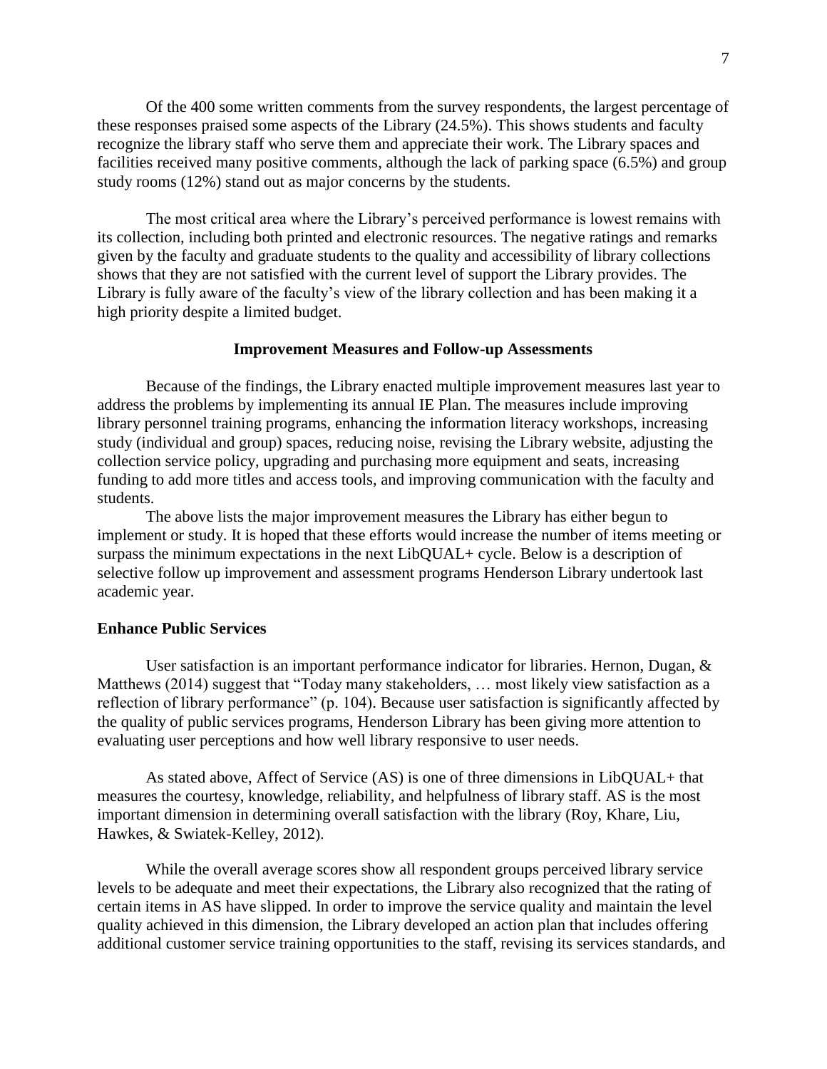Of the 400 some written comments from the survey respondents, the largest percentage of these responses praised some aspects of the Library (24.5%). This shows students and faculty recognize the library staff who serve them and appreciate their work. The Library spaces and facilities received many positive comments, although the lack of parking space (6.5%) and group study rooms (12%) stand out as major concerns by the students.

The most critical area where the Library's perceived performance is lowest remains with its collection, including both printed and electronic resources. The negative ratings and remarks given by the faculty and graduate students to the quality and accessibility of library collections shows that they are not satisfied with the current level of support the Library provides. The Library is fully aware of the faculty's view of the library collection and has been making it a high priority despite a limited budget.

## Improvement Measures and Follow-up Assessments

Because of the findings, the Library enacted multiple improvement measures last year to address the problems by implementing its annual IE Plan. The measures include improving library personnel training programs, enhancing the information literacy workshops, increasing study (individual and group) spaces, reducing noise, revising the Library website, adjusting the collection service policy, upgrading and purchasing more equipment and seats, increasing funding to add more titles and access tools, and improving communication with the faculty and students.

The above lists the major improvement measures the Library has either begun to implement or study. It is hoped that these efforts would increase the number of items meeting or surpass the minimum expectations in the next LibQUAL+ cycle. Below is a description of selective follow up improvement and assessment programs Henderson Library undertook last academic year.

### Enhance Public Services

User satisfaction is an important performance indicator for libraries. Hernon, Dugan, & Matthews (2014) suggest that "Today many stakeholders, … most likely view satisfaction as a reflection of library performance" (p. 104). Because user satisfaction is significantly affected by the quality of public services programs, Henderson Library has been giving more attention to evaluating user perceptions and how well library responsive to user needs.

As stated above, Affect of Service (AS) is one of three dimensions in LibQUAL+ that measures the courtesy, knowledge, reliability, and helpfulness of library staff. AS is the most important dimension in determining overall satisfaction with the library (Roy, Khare, Liu, Hawkes, & Swiatek-Kelley, 2012).

While the overall average scores show all respondent groups perceived library service levels to be adequate and meet their expectations, the Library also recognized that the rating of certain items in AS have slipped. In order to improve the service quality and maintain the level quality achieved in this dimension, the Library developed an action plan that includes offering additional customer service training opportunities to the staff, revising its services standards, and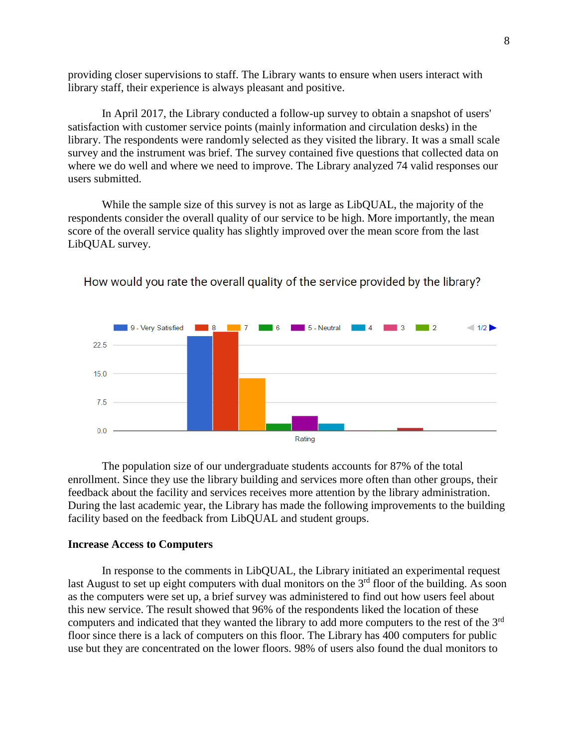providing closer supervisions to staff. The Library wants to ensure when users interact with library staff, their experience is always pleasant and positive.

In April 2017, the Library conducted a follow-up survey to obtain a snapshot of users' satisfaction with customer service points (mainly information and circulation desks) in the library. The respondents were randomly selected as they visited the library. It was a small scale survey and the instrument was brief. The survey contained five questions that collected data on where we do well and where we need to improve. The Library analyzed 74 valid responses our users submitted.

While the sample size of this survey is not as large as LibQUAL, the majority of the respondents consider the overall quality of our service to be high. More importantly, the mean score of the overall service quality has slightly improved over the mean score from the last LibQUAL survey.

How would you rate the overall quality of the service provided by the library?

9 - Very Satisfied, 8, 7, 6, 5 - Neutral, 4, 3, 2 — 1/2

22.5
15.0
7.5
0.0

Rating

The population size of our undergraduate students accounts for 87% of the total enrollment. Since they use the library building and services more often than other groups, their feedback about the facility and services receives more attention by the library administration. During the last academic year, the Library has made the following improvements to the building facility based on the feedback from LibQUAL and student groups.

**Increase Access to Computers**

In response to the comments in LibQUAL, the Library initiated an experimental request last August to set up eight computers with dual monitors on the 3rd floor of the building. As soon as the computers were set up, a brief survey was administered to find out how users feel about this new service. The result showed that 96% of the respondents liked the location of these computers and indicated that they wanted the library to add more computers to the rest of the 3rd floor since there is a lack of computers on this floor. The Library has 400 computers for public use but they are concentrated on the lower floors. 98% of users also found the dual monitors to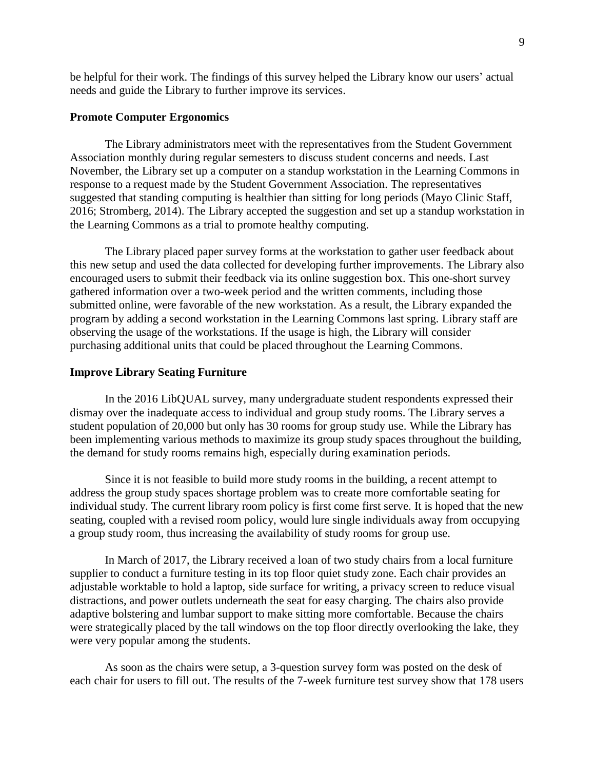be helpful for their work. The findings of this survey helped the Library know our users' actual needs and guide the Library to further improve its services.

**Promote Computer Ergonomics**

The Library administrators meet with the representatives from the Student Government Association monthly during regular semesters to discuss student concerns and needs. Last November, the Library set up a computer on a standup workstation in the Learning Commons in response to a request made by the Student Government Association. The representatives suggested that standing computing is healthier than sitting for long periods (Mayo Clinic Staff, 2016; Stromberg, 2014). The Library accepted the suggestion and set up a standup workstation in the Learning Commons as a trial to promote healthy computing.

The Library placed paper survey forms at the workstation to gather user feedback about this new setup and used the data collected for developing further improvements. The Library also encouraged users to submit their feedback via its online suggestion box. This one-short survey gathered information over a two-week period and the written comments, including those submitted online, were favorable of the new workstation. As a result, the Library expanded the program by adding a second workstation in the Learning Commons last spring. Library staff are observing the usage of the workstations. If the usage is high, the Library will consider purchasing additional units that could be placed throughout the Learning Commons.

**Improve Library Seating Furniture**

In the 2016 LibQUAL survey, many undergraduate student respondents expressed their dismay over the inadequate access to individual and group study rooms. The Library serves a student population of 20,000 but only has 30 rooms for group study use. While the Library has been implementing various methods to maximize its group study spaces throughout the building, the demand for study rooms remains high, especially during examination periods.

Since it is not feasible to build more study rooms in the building, a recent attempt to address the group study spaces shortage problem was to create more comfortable seating for individual study. The current library room policy is first come first serve. It is hoped that the new seating, coupled with a revised room policy, would lure single individuals away from occupying a group study room, thus increasing the availability of study rooms for group use.

In March of 2017, the Library received a loan of two study chairs from a local furniture supplier to conduct a furniture testing in its top floor quiet study zone. Each chair provides an adjustable worktable to hold a laptop, side surface for writing, a privacy screen to reduce visual distractions, and power outlets underneath the seat for easy charging. The chairs also provide adaptive bolstering and lumbar support to make sitting more comfortable. Because the chairs were strategically placed by the tall windows on the top floor directly overlooking the lake, they were very popular among the students.

As soon as the chairs were setup, a 3-question survey form was posted on the desk of each chair for users to fill out. The results of the 7-week furniture test survey show that 178 users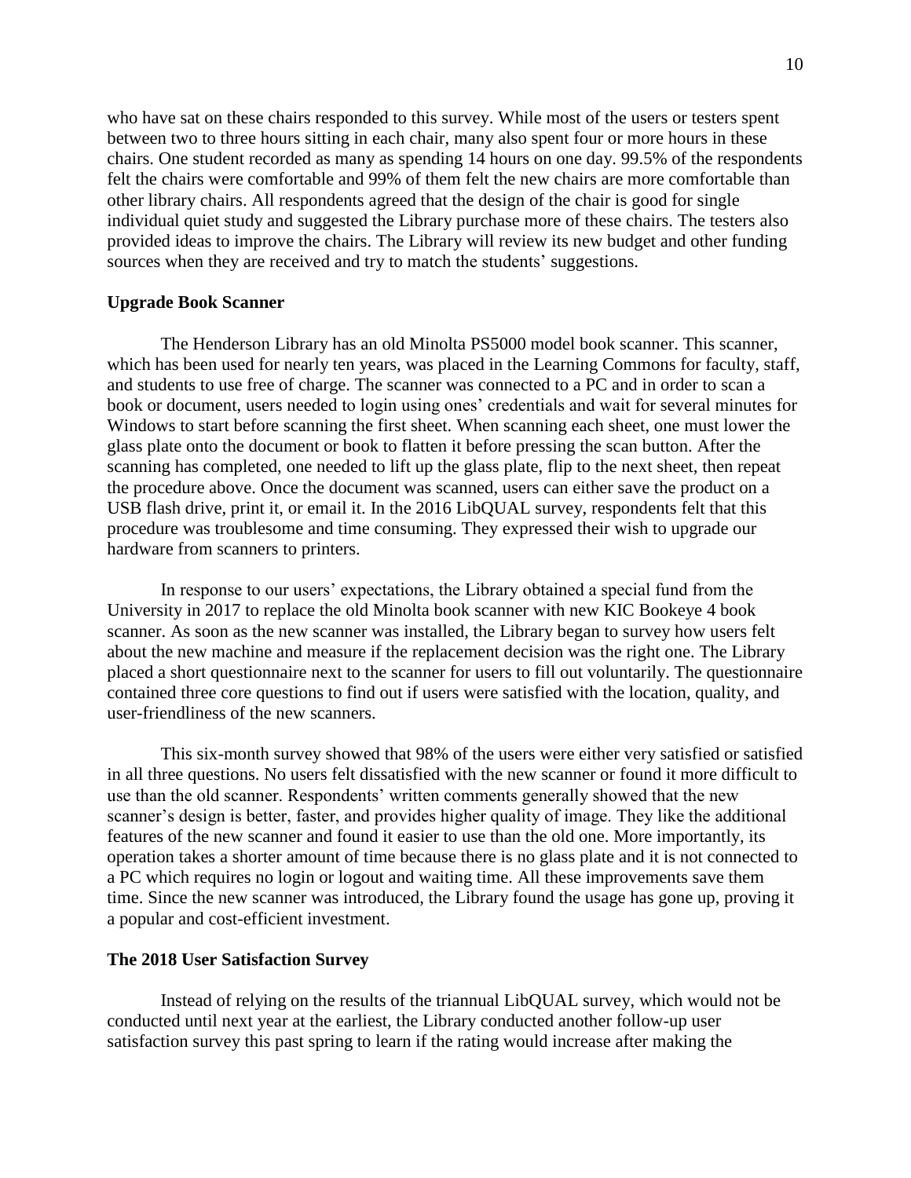who have sat on these chairs responded to this survey. While most of the users or testers spent between two to three hours sitting in each chair, many also spent four or more hours in these chairs. One student recorded as many as spending 14 hours on one day. 99.5% of the respondents felt the chairs were comfortable and 99% of them felt the new chairs are more comfortable than other library chairs. All respondents agreed that the design of the chair is good for single individual quiet study and suggested the Library purchase more of these chairs. The testers also provided ideas to improve the chairs. The Library will review its new budget and other funding sources when they are received and try to match the students' suggestions.

**Upgrade Book Scanner**

The Henderson Library has an old Minolta PS5000 model book scanner. This scanner, which has been used for nearly ten years, was placed in the Learning Commons for faculty, staff, and students to use free of charge. The scanner was connected to a PC and in order to scan a book or document, users needed to login using ones' credentials and wait for several minutes for Windows to start before scanning the first sheet. When scanning each sheet, one must lower the glass plate onto the document or book to flatten it before pressing the scan button. After the scanning has completed, one needed to lift up the glass plate, flip to the next sheet, then repeat the procedure above. Once the document was scanned, users can either save the product on a USB flash drive, print it, or email it. In the 2016 LibQUAL survey, respondents felt that this procedure was troublesome and time consuming. They expressed their wish to upgrade our hardware from scanners to printers.

In response to our users' expectations, the Library obtained a special fund from the University in 2017 to replace the old Minolta book scanner with new KIC Bookeye 4 book scanner. As soon as the new scanner was installed, the Library began to survey how users felt about the new machine and measure if the replacement decision was the right one. The Library placed a short questionnaire next to the scanner for users to fill out voluntarily. The questionnaire contained three core questions to find out if users were satisfied with the location, quality, and user-friendliness of the new scanners.

This six-month survey showed that 98% of the users were either very satisfied or satisfied in all three questions. No users felt dissatisfied with the new scanner or found it more difficult to use than the old scanner. Respondents' written comments generally showed that the new scanner's design is better, faster, and provides higher quality of image. They like the additional features of the new scanner and found it easier to use than the old one. More importantly, its operation takes a shorter amount of time because there is no glass plate and it is not connected to a PC which requires no login or logout and waiting time. All these improvements save them time. Since the new scanner was introduced, the Library found the usage has gone up, proving it a popular and cost-efficient investment.

**The 2018 User Satisfaction Survey**

Instead of relying on the results of the triannual LibQUAL survey, which would not be conducted until next year at the earliest, the Library conducted another follow-up user satisfaction survey this past spring to learn if the rating would increase after making the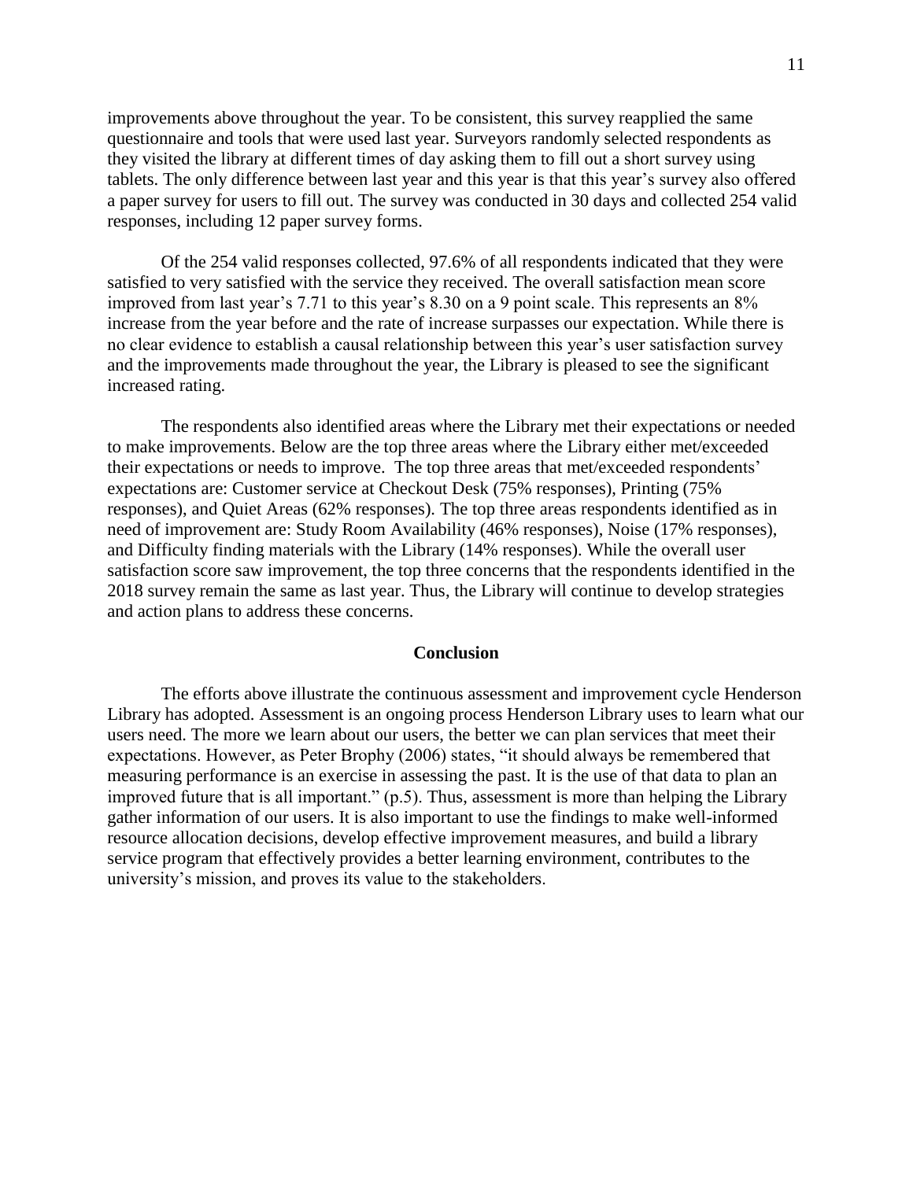improvements above throughout the year. To be consistent, this survey reapplied the same questionnaire and tools that were used last year. Surveyors randomly selected respondents as they visited the library at different times of day asking them to fill out a short survey using tablets. The only difference between last year and this year is that this year's survey also offered a paper survey for users to fill out. The survey was conducted in 30 days and collected 254 valid responses, including 12 paper survey forms.

Of the 254 valid responses collected, 97.6% of all respondents indicated that they were satisfied to very satisfied with the service they received. The overall satisfaction mean score improved from last year's 7.71 to this year's 8.30 on a 9 point scale. This represents an 8% increase from the year before and the rate of increase surpasses our expectation. While there is no clear evidence to establish a causal relationship between this year's user satisfaction survey and the improvements made throughout the year, the Library is pleased to see the significant increased rating.

The respondents also identified areas where the Library met their expectations or needed to make improvements. Below are the top three areas where the Library either met/exceeded their expectations or needs to improve. The top three areas that met/exceeded respondents' expectations are: Customer service at Checkout Desk (75% responses), Printing (75% responses), and Quiet Areas (62% responses). The top three areas respondents identified as in need of improvement are: Study Room Availability (46% responses), Noise (17% responses), and Difficulty finding materials with the Library (14% responses). While the overall user satisfaction score saw improvement, the top three concerns that the respondents identified in the 2018 survey remain the same as last year. Thus, the Library will continue to develop strategies and action plans to address these concerns.

## Conclusion

The efforts above illustrate the continuous assessment and improvement cycle Henderson Library has adopted. Assessment is an ongoing process Henderson Library uses to learn what our users need. The more we learn about our users, the better we can plan services that meet their expectations. However, as Peter Brophy (2006) states, "it should always be remembered that measuring performance is an exercise in assessing the past. It is the use of that data to plan an improved future that is all important." (p.5). Thus, assessment is more than helping the Library gather information of our users. It is also important to use the findings to make well-informed resource allocation decisions, develop effective improvement measures, and build a library service program that effectively provides a better learning environment, contributes to the university's mission, and proves its value to the stakeholders.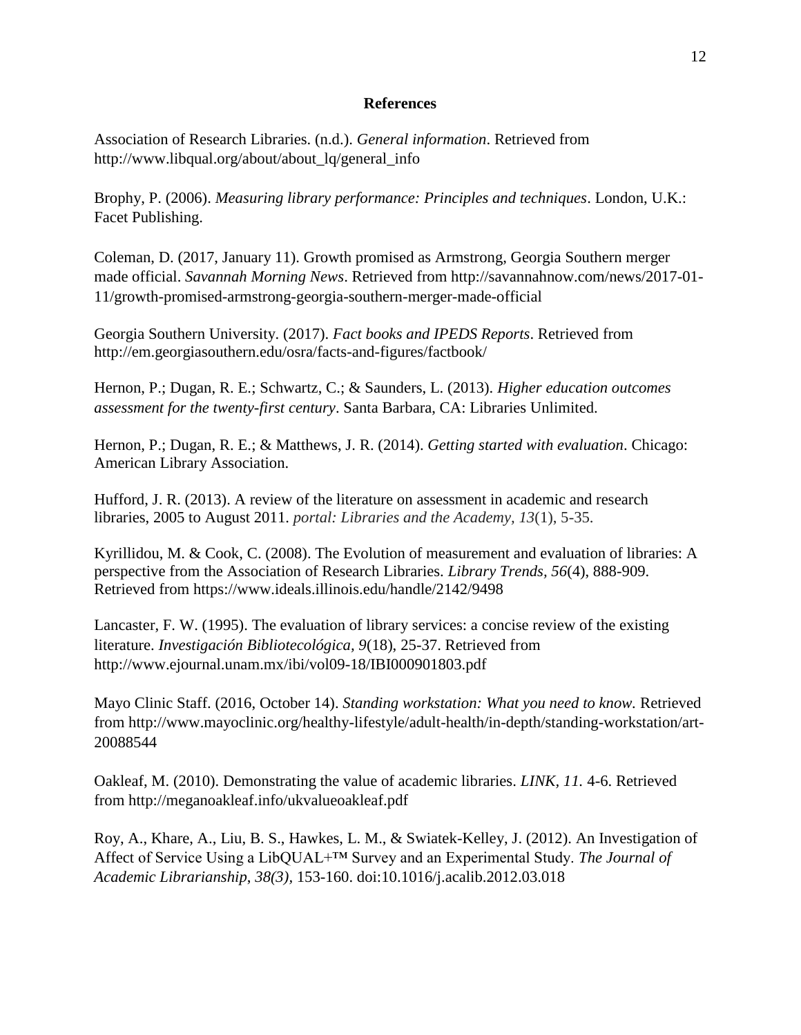**References**

Association of Research Libraries. (n.d.). *General information*. Retrieved from http://www.libqual.org/about/about_lq/general_info

Brophy, P. (2006). *Measuring library performance: Principles and techniques*. London, U.K.: Facet Publishing.

Coleman, D. (2017, January 11). Growth promised as Armstrong, Georgia Southern merger made official. *Savannah Morning News*. Retrieved from http://savannahnow.com/news/2017-01-11/growth-promised-armstrong-georgia-southern-merger-made-official

Georgia Southern University. (2017). *Fact books and IPEDS Reports*. Retrieved from http://em.georgiasouthern.edu/osra/facts-and-figures/factbook/

Hernon, P.; Dugan, R. E.; Schwartz, C.; & Saunders, L. (2013). *Higher education outcomes assessment for the twenty-first century*. Santa Barbara, CA: Libraries Unlimited.

Hernon, P.; Dugan, R. E.; & Matthews, J. R. (2014). *Getting started with evaluation*. Chicago: American Library Association.

Hufford, J. R. (2013). A review of the literature on assessment in academic and research libraries, 2005 to August 2011. *portal: Libraries and the Academy, 13*(1), 5-35.

Kyrillidou, M. & Cook, C. (2008). The Evolution of measurement and evaluation of libraries: A perspective from the Association of Research Libraries. *Library Trends, 56*(4), 888-909. Retrieved from https://www.ideals.illinois.edu/handle/2142/9498

Lancaster, F. W. (1995). The evaluation of library services: a concise review of the existing literature. *Investigación Bibliotecológica, 9*(18), 25-37. Retrieved from http://www.ejournal.unam.mx/ibi/vol09-18/IBI000901803.pdf

Mayo Clinic Staff. (2016, October 14). *Standing workstation: What you need to know.* Retrieved from http://www.mayoclinic.org/healthy-lifestyle/adult-health/in-depth/standing-workstation/art-20088544

Oakleaf, M. (2010). Demonstrating the value of academic libraries. *LINK, 11.* 4-6. Retrieved from http://meganoakleaf.info/ukvalueoakleaf.pdf

Roy, A., Khare, A., Liu, B. S., Hawkes, L. M., & Swiatek-Kelley, J. (2012). An Investigation of Affect of Service Using a LibQUAL+™ Survey and an Experimental Study. *The Journal of Academic Librarianship, 38(3)*, 153-160. doi:10.1016/j.acalib.2012.03.018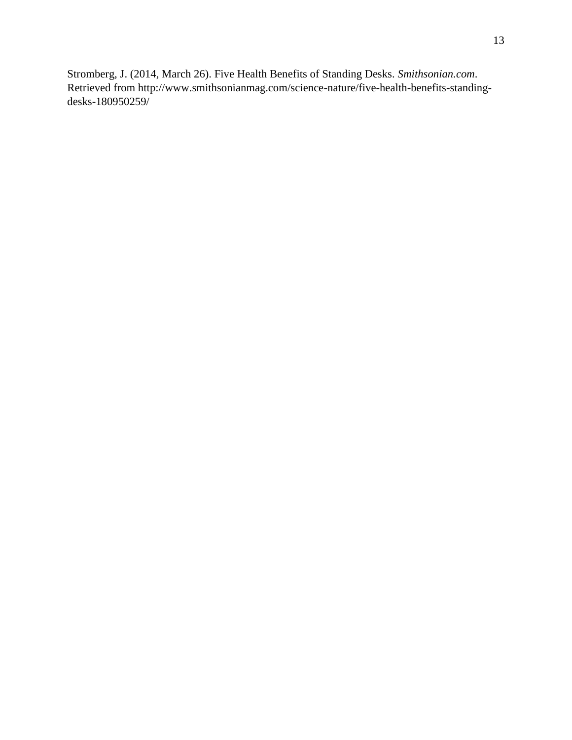Stromberg, J. (2014, March 26). Five Health Benefits of Standing Desks. *Smithsonian.com*. Retrieved from http://www.smithsonianmag.com/science-nature/five-health-benefits-standing-desks-180950259/